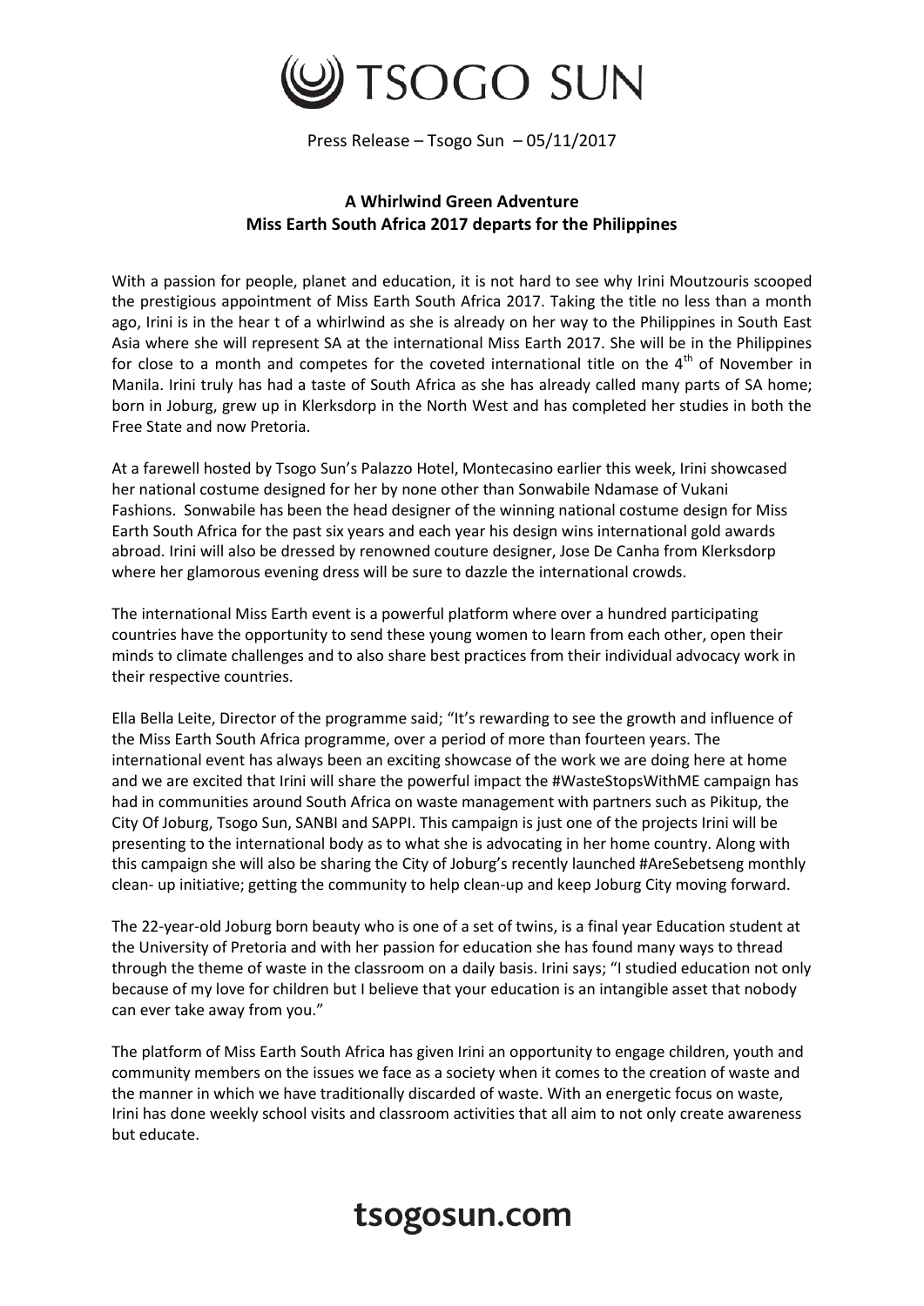# TSOGO SUN

Press Release – Tsogo Sun – 05/11/2017

## A Whirlwind Green Adventure
## Miss Earth South Africa 2017 departs for the Philippines

With a passion for people, planet and education, it is not hard to see why Irini Moutzouris scooped the prestigious appointment of Miss Earth South Africa 2017. Taking the title no less than a month ago, Irini is in the hear t of a whirlwind as she is already on her way to the Philippines in South East Asia where she will represent SA at the international Miss Earth 2017. She will be in the Philippines for close to a month and competes for the coveted international title on the 4th of November in Manila. Irini truly has had a taste of South Africa as she has already called many parts of SA home; born in Joburg, grew up in Klerksdorp in the North West and has completed her studies in both the Free State and now Pretoria.

At a farewell hosted by Tsogo Sun's Palazzo Hotel, Montecasino earlier this week, Irini showcased her national costume designed for her by none other than Sonwabile Ndamase of Vukani Fashions. Sonwabile has been the head designer of the winning national costume design for Miss Earth South Africa for the past six years and each year his design wins international gold awards abroad. Irini will also be dressed by renowned couture designer, Jose De Canha from Klerksdorp where her glamorous evening dress will be sure to dazzle the international crowds.

The international Miss Earth event is a powerful platform where over a hundred participating countries have the opportunity to send these young women to learn from each other, open their minds to climate challenges and to also share best practices from their individual advocacy work in their respective countries.

Ella Bella Leite, Director of the programme said; "It's rewarding to see the growth and influence of the Miss Earth South Africa programme, over a period of more than fourteen years. The international event has always been an exciting showcase of the work we are doing here at home and we are excited that Irini will share the powerful impact the #WasteStopsWithME campaign has had in communities around South Africa on waste management with partners such as Pikitup, the City Of Joburg, Tsogo Sun, SANBI and SAPPI. This campaign is just one of the projects Irini will be presenting to the international body as to what she is advocating in her home country. Along with this campaign she will also be sharing the City of Joburg's recently launched #AreSebetseng monthly clean- up initiative; getting the community to help clean-up and keep Joburg City moving forward.

The 22-year-old Joburg born beauty who is one of a set of twins, is a final year Education student at the University of Pretoria and with her passion for education she has found many ways to thread through the theme of waste in the classroom on a daily basis. Irini says; "I studied education not only because of my love for children but I believe that your education is an intangible asset that nobody can ever take away from you."

The platform of Miss Earth South Africa has given Irini an opportunity to engage children, youth and community members on the issues we face as a society when it comes to the creation of waste and the manner in which we have traditionally discarded of waste. With an energetic focus on waste, Irini has done weekly school visits and classroom activities that all aim to not only create awareness but educate.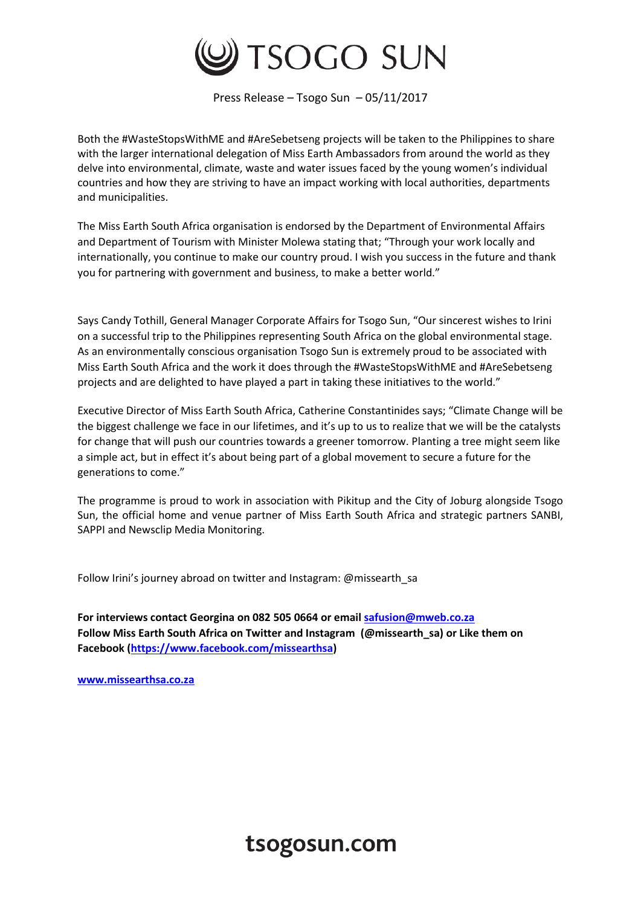Press Release – Tsogo Sun – 05/11/2017

Both the #WasteStopsWithME and #AreSebetseng projects will be taken to the Philippines to share with the larger international delegation of Miss Earth Ambassadors from around the world as they delve into environmental, climate, waste and water issues faced by the young women's individual countries and how they are striving to have an impact working with local authorities, departments and municipalities.

The Miss Earth South Africa organisation is endorsed by the Department of Environmental Affairs and Department of Tourism with Minister Molewa stating that; "Through your work locally and internationally, you continue to make our country proud. I wish you success in the future and thank you for partnering with government and business, to make a better world."

Says Candy Tothill, General Manager Corporate Affairs for Tsogo Sun, "Our sincerest wishes to Irini on a successful trip to the Philippines representing South Africa on the global environmental stage. As an environmentally conscious organisation Tsogo Sun is extremely proud to be associated with Miss Earth South Africa and the work it does through the #WasteStopsWithME and #AreSebetseng projects and are delighted to have played a part in taking these initiatives to the world."

Executive Director of Miss Earth South Africa, Catherine Constantinides says; "Climate Change will be the biggest challenge we face in our lifetimes, and it's up to us to realize that we will be the catalysts for change that will push our countries towards a greener tomorrow. Planting a tree might seem like a simple act, but in effect it's about being part of a global movement to secure a future for the generations to come."

The programme is proud to work in association with Pikitup and the City of Joburg alongside Tsogo Sun, the official home and venue partner of Miss Earth South Africa and strategic partners SANBI, SAPPI and Newsclip Media Monitoring.

Follow Irini's journey abroad on twitter and Instagram: @missearth_sa

**For interviews contact Georgina on 082 505 0664 or email [safusion@mweb.co.za](mailto:safusion@mweb.co.za)**
**Follow Miss Earth South Africa on Twitter and Instagram (@missearth_sa) or Like them on Facebook ([https://www.facebook.com/missearthsa](https://www.facebook.com/missearthsa))**

**[www.missearthsa.co.za](http://www.missearthsa.co.za)**